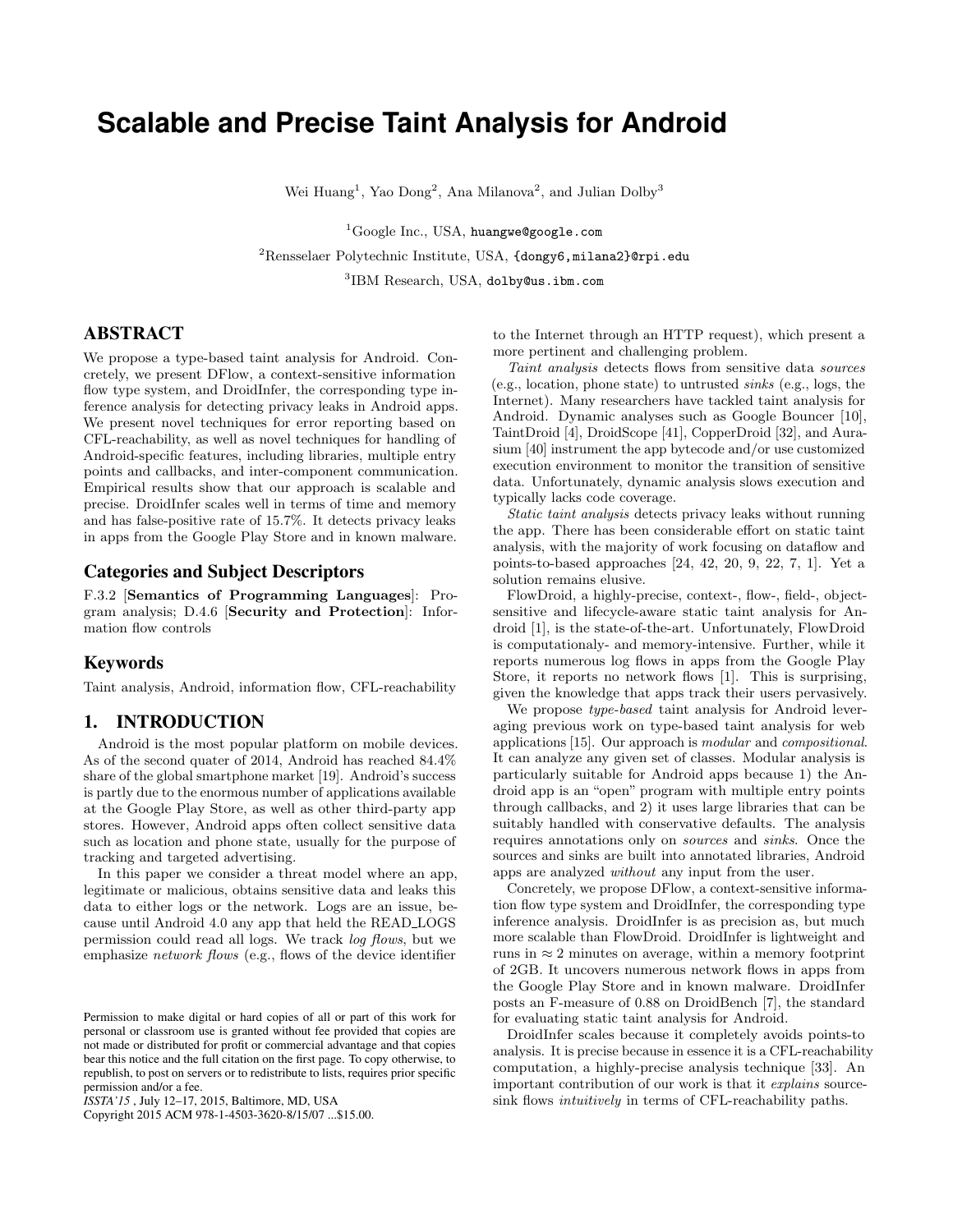# Scalable and Precise Taint Analysis for Android

Wei Huang[1], Yao Dong[2], Ana Milanova[2], and Julian Dolby[3]

[1]Google Inc., USA, huangwe@google.com

[2]Rensselaer Polytechnic Institute, USA, {dongy6,milana2}@rpi.edu

[3]IBM Research, USA, dolby@us.ibm.com

## ABSTRACT

We propose a type-based taint analysis for Android. Concretely, we present DFlow, a context-sensitive information flow type system, and DroidInfer, the corresponding type inference analysis for detecting privacy leaks in Android apps. We present novel techniques for error reporting based on CFL-reachability, as well as novel techniques for handling of Android-specific features, including libraries, multiple entry points and callbacks, and inter-component communication. Empirical results show that our approach is scalable and precise. DroidInfer scales well in terms of time and memory and has false-positive rate of 15.7%. It detects privacy leaks in apps from the Google Play Store and in known malware.

### Categories and Subject Descriptors

F.3.2 [**Semantics of Programming Languages**]: Program analysis; D.4.6 [**Security and Protection**]: Information flow controls

### Keywords

Taint analysis, Android, information flow, CFL-reachability

## 1. INTRODUCTION

Android is the most popular platform on mobile devices. As of the second quater of 2014, Android has reached 84.4% share of the global smartphone market [19]. Android's success is partly due to the enormous number of applications available at the Google Play Store, as well as other third-party app stores. However, Android apps often collect sensitive data such as location and phone state, usually for the purpose of tracking and targeted advertising.

In this paper we consider a threat model where an app, legitimate or malicious, obtains sensitive data and leaks this data to either logs or the network. Logs are an issue, because until Android 4.0 any app that held the READ_LOGS permission could read all logs. We track *log flows*, but we emphasize *network flows* (e.g., flows of the device identifier to the Internet through an HTTP request), which present a more pertinent and challenging problem.

*Taint analysis* detects flows from sensitive data *sources* (e.g., location, phone state) to untrusted *sinks* (e.g., logs, the Internet). Many researchers have tackled taint analysis for Android. Dynamic analyses such as Google Bouncer [10], TaintDroid [4], DroidScope [41], CopperDroid [32], and Aurasium [40] instrument the app bytecode and/or use customized execution environment to monitor the transition of sensitive data. Unfortunately, dynamic analysis slows execution and typically lacks code coverage.

*Static taint analysis* detects privacy leaks without running the app. There has been considerable effort on static taint analysis, with the majority of work focusing on dataflow and points-to-based approaches [24, 42, 20, 9, 22, 7, 1]. Yet a solution remains elusive.

FlowDroid, a highly-precise, context-, flow-, field-, object-sensitive and lifecycle-aware static taint analysis for Android [1], is the state-of-the-art. Unfortunately, FlowDroid is computationaly- and memory-intensive. Further, while it reports numerous log flows in apps from the Google Play Store, it reports no network flows [1]. This is surprising, given the knowledge that apps track their users pervasively.

We propose *type-based* taint analysis for Android leveraging previous work on type-based taint analysis for web applications [15]. Our approach is *modular* and *compositional*. It can analyze any given set of classes. Modular analysis is particularly suitable for Android apps because 1) the Android app is an "open" program with multiple entry points through callbacks, and 2) it uses large libraries that can be suitably handled with conservative defaults. The analysis requires annotations only on *sources* and *sinks*. Once the sources and sinks are built into annotated libraries, Android apps are analyzed *without* any input from the user.

Concretely, we propose DFlow, a context-sensitive information flow type system and DroidInfer, the corresponding type inference analysis. DroidInfer is as precision as, but much more scalable than FlowDroid. DroidInfer is lightweight and runs in $\approx 2$ minutes on average, within a memory footprint of 2GB. It uncovers numerous network flows in apps from the Google Play Store and in known malware. DroidInfer posts an F-measure of 0.88 on DroidBench [7], the standard for evaluating static taint analysis for Android.

DroidInfer scales because it completely avoids points-to analysis. It is precise because in essence it is a CFL-reachability computation, a highly-precise analysis technique [33]. An important contribution of our work is that it *explains* source-sink flows *intuitively* in terms of CFL-reachability paths.

Permission to make digital or hard copies of all or part of this work for personal or classroom use is granted without fee provided that copies are not made or distributed for profit or commercial advantage and that copies bear this notice and the full citation on the first page. To copy otherwise, to republish, to post on servers or to redistribute to lists, requires prior specific permission and/or a fee.
*ISSTA'15*, July 12–17, 2015, Baltimore, MD, USA
Copyright 2015 ACM 978-1-4503-3620-8/15/07 ...$15.00.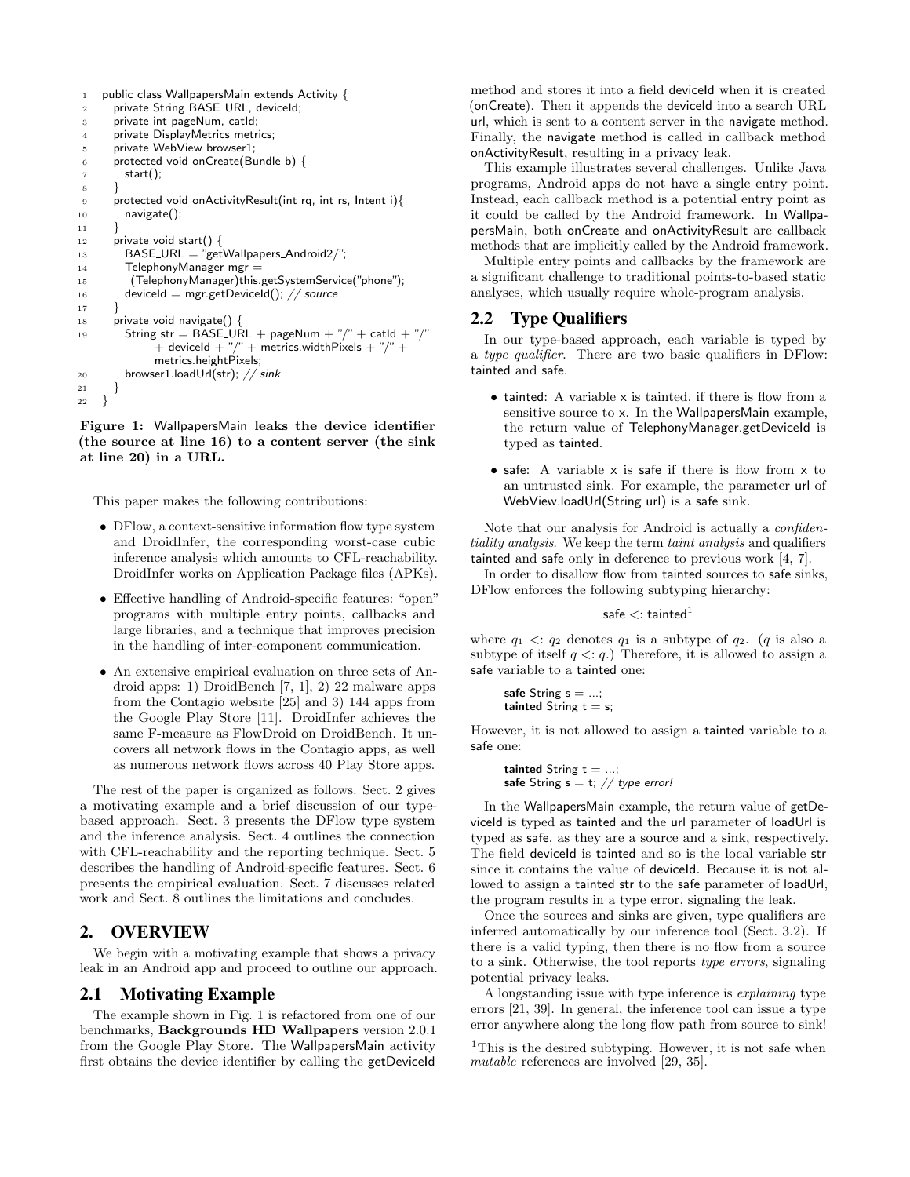```java
public class WallpapersMain extends Activity {
  private String BASE_URL, deviceId;
  private int pageNum, catId;
  private DisplayMetrics metrics;
  private WebView browser1;
  protected void onCreate(Bundle b) {
    start();
  }
  protected void onActivityResult(int rq, int rs, Intent i){
    navigate();
  }
  private void start() {
    BASE_URL = "getWallpapers_Android2/";
    TelephonyManager mgr =
      (TelephonyManager)this.getSystemService("phone");
    deviceId = mgr.getDeviceId(); // source
  }
  private void navigate() {
    String str = BASE_URL + pageNum + "/" + catId + "/"
          + deviceId + "/" + metrics.widthPixels + "/" +
          metrics.heightPixels;
    browser1.loadUrl(str); // sink
  }
}
```

**Figure 1: WallpapersMain leaks the device identifier (the source at line 16) to a content server (the sink at line 20) in a URL.**

This paper makes the following contributions:

- DFlow, a context-sensitive information flow type system and DroidInfer, the corresponding worst-case cubic inference analysis which amounts to CFL-reachability. DroidInfer works on Application Package files (APKs).
- Effective handling of Android-specific features: "open" programs with multiple entry points, callbacks and large libraries, and a technique that improves precision in the handling of inter-component communication.
- An extensive empirical evaluation on three sets of Android apps: 1) DroidBench [7, 1], 2) 22 malware apps from the Contagio website [25] and 3) 144 apps from the Google Play Store [11]. DroidInfer achieves the same F-measure as FlowDroid on DroidBench. It uncovers all network flows in the Contagio apps, as well as numerous network flows across 40 Play Store apps.

The rest of the paper is organized as follows. Sect. 2 gives a motivating example and a brief discussion of our type-based approach. Sect. 3 presents the DFlow type system and the inference analysis. Sect. 4 outlines the connection with CFL-reachability and the reporting technique. Sect. 5 describes the handling of Android-specific features. Sect. 6 presents the empirical evaluation. Sect. 7 discusses related work and Sect. 8 outlines the limitations and concludes.

# 2. OVERVIEW

We begin with a motivating example that shows a privacy leak in an Android app and proceed to outline our approach.

## 2.1 Motivating Example

The example shown in Fig. 1 is refactored from one of our benchmarks, **Backgrounds HD Wallpapers** version 2.0.1 from the Google Play Store. The WallpapersMain activity first obtains the device identifier by calling the getDeviceId method and stores it into a field deviceId when it is created (onCreate). Then it appends the deviceId into a search URL url, which is sent to a content server in the navigate method. Finally, the navigate method is called in callback method onActivityResult, resulting in a privacy leak.

This example illustrates several challenges. Unlike Java programs, Android apps do not have a single entry point. Instead, each callback method is a potential entry point as it could be called by the Android framework. In WallpapersMain, both onCreate and onActivityResult are callback methods that are implicitly called by the Android framework.

Multiple entry points and callbacks by the framework are a significant challenge to traditional points-to-based static analyses, which usually require whole-program analysis.

## 2.2 Type Qualifiers

In our type-based approach, each variable is typed by a *type qualifier*. There are two basic qualifiers in DFlow: tainted and safe.

- tainted: A variable x is tainted, if there is flow from a sensitive source to x. In the WallpapersMain example, the return value of TelephonyManager.getDeviceId is typed as tainted.
- safe: A variable x is safe if there is flow from x to an untrusted sink. For example, the parameter url of WebView.loadUrl(String url) is a safe sink.

Note that our analysis for Android is actually a *confidentiality analysis*. We keep the term *taint analysis* and qualifiers tainted and safe only in deference to previous work [4, 7].

In order to disallow flow from tainted sources to safe sinks, DFlow enforces the following subtyping hierarchy:

$$\text{safe} <: \text{tainted}^1$$

where $q_1 <: q_2$ denotes $q_1$ is a subtype of $q_2$. ($q$ is also a subtype of itself $q <: q$.) Therefore, it is allowed to assign a safe variable to a tainted one:

```
safe String s = ...;
tainted String t = s;
```

However, it is not allowed to assign a tainted variable to a safe one:

```
tainted String t = ...;
safe String s = t; // type error!
```

In the WallpapersMain example, the return value of getDeviceId is typed as tainted and the url parameter of loadUrl is typed as safe, as they are a source and a sink, respectively. The field deviceId is tainted and so is the local variable str since it contains the value of deviceId. Because it is not allowed to assign a tainted str to the safe parameter of loadUrl, the program results in a type error, signaling the leak.

Once the sources and sinks are given, type qualifiers are inferred automatically by our inference tool (Sect. 3.2). If there is a valid typing, then there is no flow from a source to a sink. Otherwise, the tool reports *type errors*, signaling potential privacy leaks.

A longstanding issue with type inference is *explaining* type errors [21, 39]. In general, the inference tool can issue a type error anywhere along the long flow path from source to sink!

[1] This is the desired subtyping. However, it is not safe when *mutable* references are involved [29, 35].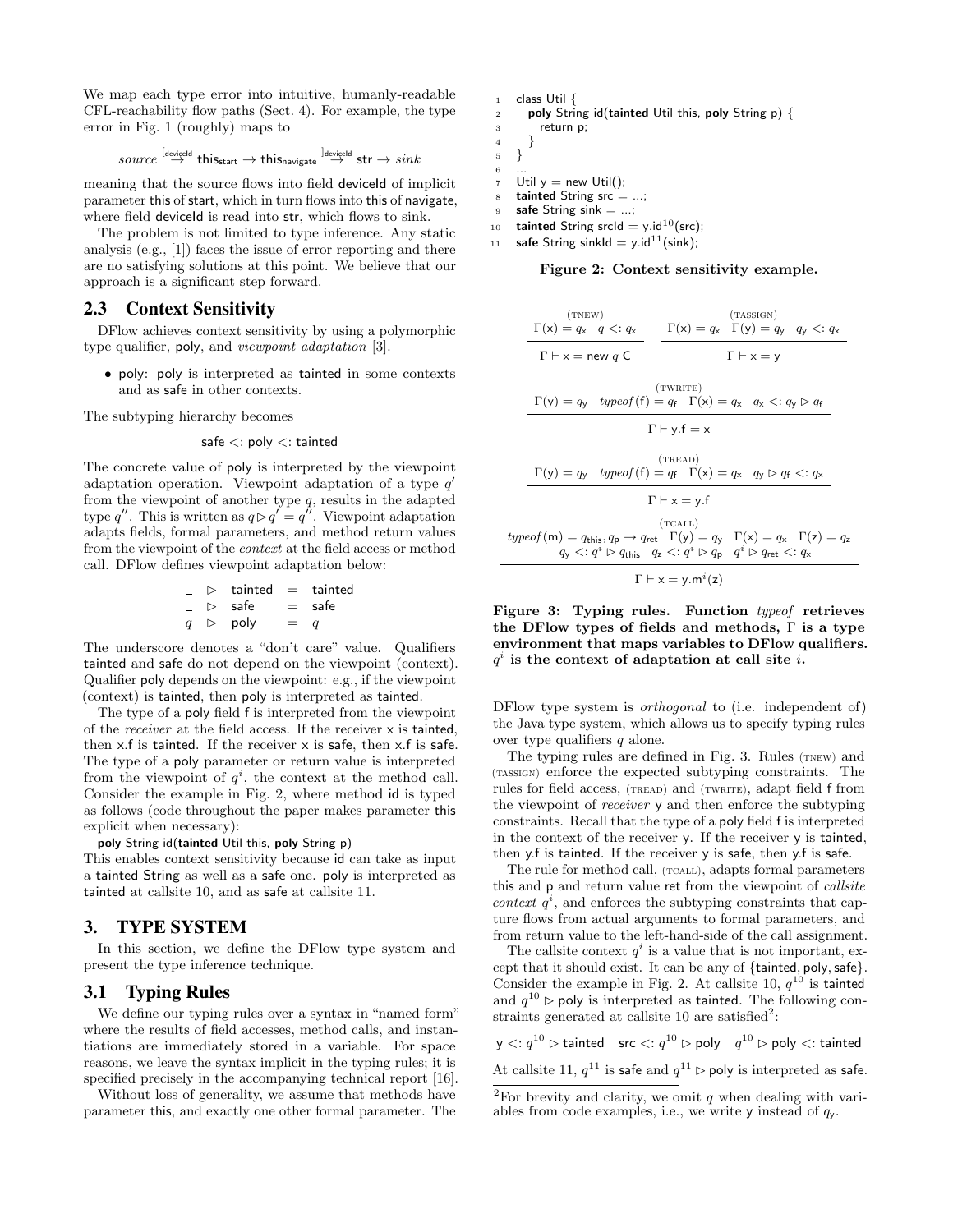We map each type error into intuitive, humanly-readable CFL-reachability flow paths (Sect. 4). For example, the type error in Fig. 1 (roughly) maps to

$$source \overset{[_{\mathsf{deviceId}}}{\rightarrow} \mathsf{this}_{\mathsf{start}} \rightarrow \mathsf{this}_{\mathsf{navigate}} \overset{]_{\mathsf{deviceId}}}{\rightarrow} \mathsf{str} \rightarrow sink$$

meaning that the source flows into field deviceId of implicit parameter this of start, which in turn flows into this of navigate, where field deviceId is read into str, which flows to sink.

The problem is not limited to type inference. Any static analysis (e.g., [1]) faces the issue of error reporting and there are no satisfying solutions at this point. We believe that our approach is a significant step forward.

## 2.3 Context Sensitivity

DFlow achieves context sensitivity by using a polymorphic type qualifier, poly, and *viewpoint adaptation* [3].

- poly: poly is interpreted as tainted in some contexts and as safe in other contexts.

The subtyping hierarchy becomes

$$\mathsf{safe} <: \mathsf{poly} <: \mathsf{tainted}$$

The concrete value of poly is interpreted by the viewpoint adaptation operation. Viewpoint adaptation of a type $q'$ from the viewpoint of another type $q$, results in the adapted type $q''$. This is written as $q \triangleright q' = q''$. Viewpoint adaptation adapts fields, formal parameters, and method return values from the viewpoint of the *context* at the field access or method call. DFlow defines viewpoint adaptation below:

$$\begin{array}{lcl} \_ \triangleright \mathsf{tainted} & = & \mathsf{tainted} \\ \_ \triangleright \mathsf{safe} & = & \mathsf{safe} \\ q \triangleright \mathsf{poly} & = & q \end{array}$$

The underscore denotes a "don't care" value. Qualifiers tainted and safe do not depend on the viewpoint (context). Qualifier poly depends on the viewpoint: e.g., if the viewpoint (context) is tainted, then poly is interpreted as tainted.

The type of a poly field f is interpreted from the viewpoint of the *receiver* at the field access. If the receiver x is tainted, then x.f is tainted. If the receiver x is safe, then x.f is safe. The type of a poly parameter or return value is interpreted from the viewpoint of $q^i$, the context at the method call. Consider the example in Fig. 2, where method id is typed as follows (code throughout the paper makes parameter this explicit when necessary):

**poly** String id(**tainted** Util this, **poly** String p)

This enables context sensitivity because id can take as input a tainted String as well as a safe one. poly is interpreted as tainted at callsite 10, and as safe at callsite 11.

# 3. TYPE SYSTEM

In this section, we define the DFlow type system and present the type inference technique.

## 3.1 Typing Rules

We define our typing rules over a syntax in "named form" where the results of field accesses, method calls, and instantiations are immediately stored in a variable. For space reasons, we leave the syntax implicit in the typing rules; it is specified precisely in the accompanying technical report [16].

Without loss of generality, we assume that methods have parameter this, and exactly one other formal parameter. The DFlow type system is *orthogonal* to (i.e. independent of) the Java type system, which allows us to specify typing rules over type qualifiers $q$ alone.

```
1   class Util {
2     poly String id(tainted Util this, poly String p) {
3       return p;
4     }
5   }
6   ...
7   Util y = new Util();
8   tainted String src = ...;
9   safe String sink = ...;
10  tainted String srcId = y.id^10(src);
11  safe String sinkId = y.id^11(sink);
```

**Figure 2: Context sensitivity example.**

$$\frac{\Gamma(\mathsf{x}) = q_{\mathsf{x}} \quad q <: q_{\mathsf{x}}}{\Gamma \vdash \mathsf{x} = \mathsf{new}\ q\ \mathsf{C}}\ (\text{TNEW}) \qquad \frac{\Gamma(\mathsf{x}) = q_{\mathsf{x}} \quad \Gamma(\mathsf{y}) = q_{\mathsf{y}} \quad q_{\mathsf{y}} <: q_{\mathsf{x}}}{\Gamma \vdash \mathsf{x} = \mathsf{y}}\ (\text{TASSIGN})$$

$$\frac{\Gamma(\mathsf{y}) = q_{\mathsf{y}} \quad typeof(\mathsf{f}) = q_{\mathsf{f}} \quad \Gamma(\mathsf{x}) = q_{\mathsf{x}} \quad q_{\mathsf{x}} <: q_{\mathsf{y}} \triangleright q_{\mathsf{f}}}{\Gamma \vdash \mathsf{y.f} = \mathsf{x}}\ (\text{TWRITE})$$

$$\frac{\Gamma(\mathsf{y}) = q_{\mathsf{y}} \quad typeof(\mathsf{f}) = q_{\mathsf{f}} \quad \Gamma(\mathsf{x}) = q_{\mathsf{x}} \quad q_{\mathsf{y}} \triangleright q_{\mathsf{f}} <: q_{\mathsf{x}}}{\Gamma \vdash \mathsf{x} = \mathsf{y.f}}\ (\text{TREAD})$$

$$\frac{\begin{array}{c} typeof(\mathsf{m}) = q_{\mathsf{this}}, q_{\mathsf{p}} \rightarrow q_{\mathsf{ret}} \quad \Gamma(\mathsf{y}) = q_{\mathsf{y}} \quad \Gamma(\mathsf{x}) = q_{\mathsf{x}} \quad \Gamma(\mathsf{z}) = q_{\mathsf{z}} \\ q_{\mathsf{y}} <: q^i \triangleright q_{\mathsf{this}} \quad q_{\mathsf{z}} <: q^i \triangleright q_{\mathsf{p}} \quad q^i \triangleright q_{\mathsf{ret}} <: q_{\mathsf{x}} \end{array}}{\Gamma \vdash \mathsf{x} = \mathsf{y.m}^i(\mathsf{z})}\ (\text{TCALL})$$

**Figure 3: Typing rules. Function *typeof* retrieves the DFlow types of fields and methods, Γ is a type environment that maps variables to DFlow qualifiers. $q^i$ is the context of adaptation at call site $i$.**

The typing rules are defined in Fig. 3. Rules (TNEW) and (TASSIGN) enforce the expected subtyping constraints. The rules for field access, (TREAD) and (TWRITE), adapt field f from the viewpoint of *receiver* y and then enforce the subtyping constraints. Recall that the type of a poly field f is interpreted in the context of the receiver y. If the receiver y is tainted, then y.f is tainted. If the receiver y is safe, then y.f is safe.

The rule for method call, (TCALL), adapts formal parameters this and p and return value ret from the viewpoint of *callsite context* $q^i$, and enforces the subtyping constraints that capture flows from actual arguments to formal parameters, and from return value to the left-hand-side of the call assignment.

The callsite context $q^i$ is a value that is not important, except that it should exist. It can be any of {tainted, poly, safe}. Consider the example in Fig. 2. At callsite 10, $q^{10}$ is tainted and $q^{10} \triangleright \mathsf{poly}$ is interpreted as tainted. The following constraints generated at callsite 10 are satisfied[2]:

$$\mathsf{y} <: q^{10} \triangleright \mathsf{tainted} \quad \mathsf{src} <: q^{10} \triangleright \mathsf{poly} \quad q^{10} \triangleright \mathsf{poly} <: \mathsf{tainted}$$

At callsite 11, $q^{11}$ is safe and $q^{11} \triangleright \mathsf{poly}$ is interpreted as safe.

[2] For brevity and clarity, we omit $q$ when dealing with variables from code examples, i.e., we write y instead of $q_{\mathsf{y}}$.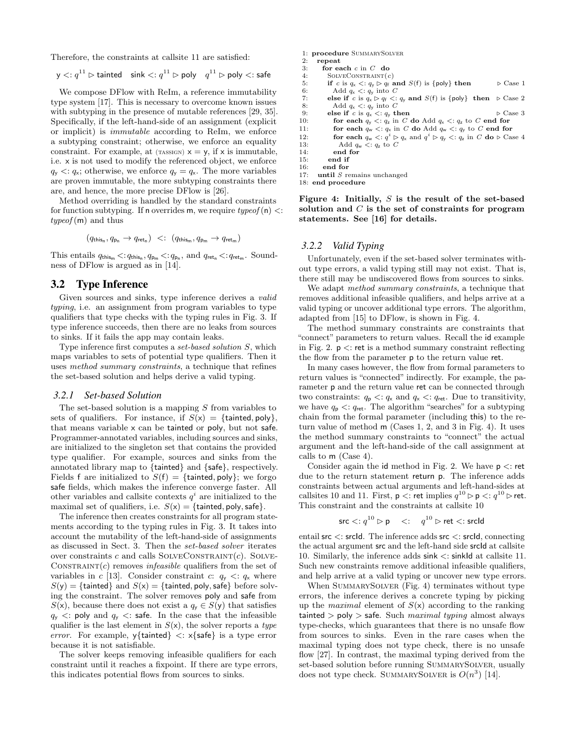Therefore, the constraints at callsite 11 are satisfied:

$$\mathsf{y} <: q^{11} \rhd \mathsf{tainted} \quad \mathsf{sink} <: q^{11} \rhd \mathsf{poly} \quad q^{11} \rhd \mathsf{poly} <: \mathsf{safe}$$

We compose DFlow with ReIm, a reference immutability type system [17]. This is necessary to overcome known issues with subtyping in the presence of mutable references [29, 35]. Specifically, if the left-hand-side of an assignment (explicit or implicit) is *immutable* according to ReIm, we enforce a subtyping constraint; otherwise, we enforce an equality constraint. For example, at (TASSIGN) x = y, if x is immutable, i.e. x is not used to modify the referenced object, we enforce $q_y <: q_x$; otherwise, we enforce $q_y = q_x$. The more variables are proven immutable, the more subtyping constraints there are, and hence, the more precise DFlow is [26].

Method overriding is handled by the standard constraints for function subtyping. If n overrides m, we require *typeof*(n) <: *typeof*(m) and thus

$$(q_{\mathsf{this}_n}, q_{\mathsf{p}_n} \rightarrow q_{\mathsf{ret}_n}) \ <: \ (q_{\mathsf{this}_m}, q_{\mathsf{p}_m} \rightarrow q_{\mathsf{ret}_m})$$

This entails $q_{\mathsf{this}_m} <: q_{\mathsf{this}_n}, q_{\mathsf{p}_m} <: q_{\mathsf{p}_n}$, and $q_{\mathsf{ret}_n} <: q_{\mathsf{ret}_m}$. Soundness of DFlow is argued as in [14].

## 3.2 Type Inference

Given sources and sinks, type inference derives a *valid typing*, i.e. an assignment from program variables to type qualifiers that type checks with the typing rules in Fig. 3. If type inference succeeds, then there are no leaks from sources to sinks. If it fails the app may contain leaks.

Type inference first computes a *set-based solution* $S$, which maps variables to sets of potential type qualifiers. Then it uses *method summary constraints*, a technique that refines the set-based solution and helps derive a valid typing.

### 3.2.1 Set-based Solution

The set-based solution is a mapping $S$ from variables to sets of qualifiers. For instance, if $S(\mathsf{x}) = \{\mathsf{tainted}, \mathsf{poly}\}$, that means variable x can be tainted or poly, but not safe. Programmer-annotated variables, including sources and sinks, are initialized to the singleton set that contains the provided type qualifier. For example, sources and sinks from the annotated library map to {tainted} and {safe}, respectively. Fields f are initialized to $S(\mathsf{f}) = \{\mathsf{tainted}, \mathsf{poly}\}$; we forgo safe fields, which makes the inference converge faster. All other variables and callsite contexts $q^i$ are initialized to the maximal set of qualifiers, i.e. $S(\mathsf{x}) = \{\mathsf{tainted}, \mathsf{poly}, \mathsf{safe}\}$.

The inference then creates constraints for all program statements according to the typing rules in Fig. 3. It takes into account the mutability of the left-hand-side of assignments as discussed in Sect. 3. Then the *set-based solver* iterates over constraints $c$ and calls SolveConstraint($c$). SolveConstraint($c$) removes *infeasible* qualifiers from the set of variables in $c$ [13]. Consider constraint $c$: $q_y <: q_x$ where $S(\mathsf{y}) = \{\mathsf{tainted}\}$ and $S(\mathsf{x}) = \{\mathsf{tainted}, \mathsf{poly}, \mathsf{safe}\}$ before solving the constraint. The solver removes poly and safe from $S(\mathsf{x})$, because there does not exist a $q_y \in S(\mathsf{y})$ that satisfies $q_y <:$ poly and $q_y <:$ safe. In the case that the infeasible qualifier is the last element in $S(\mathsf{x})$, the solver reports a *type error*. For example, y{tainted} <: x{safe} is a type error because it is not satisfiable.

The solver keeps removing infeasible qualifiers for each constraint until it reaches a fixpoint. If there are type errors, this indicates potential flows from sources to sinks.

```
1: procedure SummarySolver
2:   repeat
3:     for each c in C do
4:       SolveConstraint(c)
5:       if c is q_x <: q_y ▷ q_f and S(f) is {poly} then          ▷ Case 1
6:         Add q_x <: q_y into C
7:       else if c is q_x ▷ q_f <: q_y and S(f) is {poly} then    ▷ Case 2
8:         Add q_x <: q_y into C
9:       else if c is q_x <: q_y then                              ▷ Case 3
10:        for each q_y <: q_z in C do Add q_x <: q_z to C end for
11:        for each q_w <: q_x in C do Add q_w <: q_y to C end for
12:        for each q_w <: q^i ▷ q_x and q^i ▷ q_y <: q_z in C do   ▷ Case 4
13:          Add q_w <: q_z to C
14:        end for
15:      end if
16:    end for
17:  until S remains unchanged
18: end procedure
```

**Figure 4: Initially, $S$ is the result of the set-based solution and $C$ is the set of constraints for program statements. See [16] for details.**

### 3.2.2 Valid Typing

Unfortunately, even if the set-based solver terminates without type errors, a valid typing still may not exist. That is, there still may be undiscovered flows from sources to sinks.

We adapt *method summary constraints*, a technique that removes additional infeasible qualifiers, and helps arrive at a valid typing or uncover additional type errors. The algorithm, adapted from [15] to DFlow, is shown in Fig. 4.

The method summary constraints are constraints that "connect" parameters to return values. Recall the id example in Fig. 2. p <: ret is a method summary constraint reflecting the flow from the parameter p to the return value ret.

In many cases however, the flow from formal parameters to return values is "connected" indirectly. For example, the parameter p and the return value ret can be connected through two constraints: $q_p <: q_x$ and $q_x <: q_{\mathsf{ret}}$. Due to transitivity, we have $q_p <: q_{\mathsf{ret}}$. The algorithm "searches" for a subtyping chain from the formal parameter (including this) to the return value of method m (Cases 1, 2, and 3 in Fig. 4). It uses the method summary constraints to "connect" the actual argument and the left-hand-side of the call assignment at calls to m (Case 4).

Consider again the id method in Fig. 2. We have p <: ret due to the return statement return p. The inference adds constraints between actual arguments and left-hand-sides at callsites 10 and 11. First, p <: ret implies $q^{10} \rhd \mathsf{p} <: q^{10} \rhd \mathsf{ret}$. This constraint and the constraints at callsite 10

$$\mathsf{src} <: q^{10} \rhd \mathsf{p} \quad <: \quad q^{10} \rhd \mathsf{ret} <: \mathsf{srcId}$$

entail src <: srcId. The inference adds src <: srcId, connecting the actual argument src and the left-hand side srcId at callsite 10. Similarly, the inference adds sink <: sinkId at callsite 11. Such new constraints remove additional infeasible qualifiers, and help arrive at a valid typing or uncover new type errors.

When SummarySolver (Fig. 4) terminates without type errors, the inference derives a concrete typing by picking up the *maximal* element of $S(\mathsf{x})$ according to the ranking tainted > poly > safe. Such *maximal typing* almost always type-checks, which guarantees that there is no unsafe flow from sources to sinks. Even in the rare cases when the maximal typing does not type check, there is no unsafe flow [27]. In contrast, the maximal typing derived from the set-based solution before running SummarySolver, usually does not type check. SummarySolver is $O(n^3)$ [14].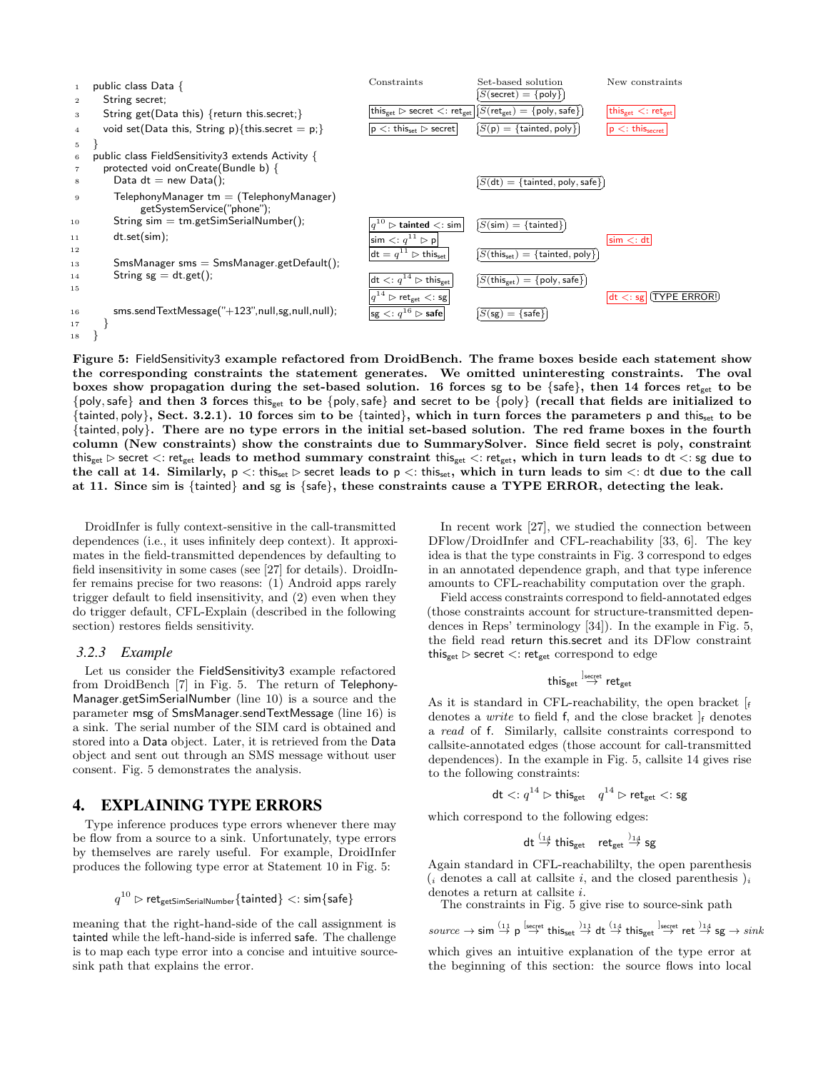```
1   public class Data {
2     String secret;
3     String get(Data this) {return this.secret;}
4     void set(Data this, String p){this.secret = p;}
5   }
6   public class FieldSensitivity3 extends Activity {
7     protected void onCreate(Bundle b) {
8       Data dt = new Data();
9       TelephonyManager tm = (TelephonyManager)
            getSystemService("phone");
10      String sim = tm.getSimSerialNumber();
11      dt.set(sim);
12
13      SmsManager sms = SmsManager.getDefault();
14      String sg = dt.get();
15
16      sms.sendTextMessage("+123",null,sg,null,null);
17    }
18  }
```

| Line | Constraints | Set-based solution | New constraints |
|---|---|---|---|
| 2 | | $S(\mathsf{secret}) = \{\mathsf{poly}\}$ | |
| 3 | $\mathsf{this_{get}} \rhd \mathsf{secret} <: \mathsf{ret_{get}}$ | $S(\mathsf{ret_{get}}) = \{\mathsf{poly}, \mathsf{safe}\}$ | $\mathsf{this_{get}} <: \mathsf{ret_{get}}$ |
| 4 | $\mathsf{p} <: \mathsf{this_{set}} \rhd \mathsf{secret}$ | $S(\mathsf{p}) = \{\mathsf{tainted}, \mathsf{poly}\}$ | $\mathsf{p} <: \mathsf{this_{secret}}$ |
| 8 | | $S(\mathsf{dt}) = \{\mathsf{tainted}, \mathsf{poly}, \mathsf{safe}\}$ | |
| 10 | $q^{10} \rhd \textbf{tainted} <: \mathsf{sim}$ | $S(\mathsf{sim}) = \{\mathsf{tainted}\}$ | |
| 11 | $\mathsf{sim} <: q^{11} \rhd \mathsf{p}$ | | $\mathsf{sim} <: \mathsf{dt}$ |
| | $\mathsf{dt} = q^{11} \rhd \mathsf{this_{set}}$ | $S(\mathsf{this_{set}}) = \{\mathsf{tainted}, \mathsf{poly}\}$ | |
| 14 | $\mathsf{dt} <: q^{14} \rhd \mathsf{this_{get}}$ | $S(\mathsf{this_{get}}) = \{\mathsf{poly}, \mathsf{safe}\}$ | |
| | $q^{14} \rhd \mathsf{ret_{get}} <: \mathsf{sg}$ | | $\mathsf{dt} <: \mathsf{sg}$ (TYPE ERROR!) |
| 16 | $\mathsf{sg} <: q^{16} \rhd \textbf{safe}$ | $S(\mathsf{sg}) = \{\mathsf{safe}\}$ | |

**Figure 5: FieldSensitivity3 example refactored from DroidBench. The frame boxes beside each statement show the corresponding constraints the statement generates. We omitted uninteresting constraints. The oval boxes show propagation during the set-based solution. 16 forces sg to be {safe}, then 14 forces $\mathsf{this_{get}}$ to be {poly, safe} and then 3 forces $\mathsf{this_{get}}$ to be {poly, safe} and secret to be {poly} (recall that fields are initialized to {tainted, poly}, Sect. 3.2.1). 10 forces sim to be {tainted}, which in turn forces the parameters p and $\mathsf{this_{set}}$ to be {tainted, poly}. There are no type errors in the initial set-based solution. The red frame boxes in the fourth column (New constraints) show the constraints due to SummarySolver. Since field secret is poly, constraint $\mathsf{this_{get}} \rhd \mathsf{secret} <: \mathsf{ret_{get}}$ leads to method summary constraint $\mathsf{this_{get}} <: \mathsf{ret_{get}}$, which in turn leads to dt <: sg due to the call at 14. Similarly, $\mathsf{p} <: \mathsf{this_{set}} \rhd \mathsf{secret}$ leads to $\mathsf{p} <: \mathsf{this_{set}}$, which in turn leads to sim <: dt due to the call at 11. Since sim is {tainted} and sg is {safe}, these constraints cause a TYPE ERROR, detecting the leak.**

DroidInfer is fully context-sensitive in the call-transmitted dependences (i.e., it uses infinitely deep context). It approximates in the field-transmitted dependences by defaulting to field insensitivity in some cases (see [27] for details). DroidInfer remains precise for two reasons: (1) Android apps rarely trigger default to field insensitivity, and (2) even when they do trigger default, CFL-Explain (described in the following section) restores fields sensitivity.

### 3.2.3 Example

Let us consider the FieldSensitivity3 example refactored from DroidBench [7] in Fig. 5. The return of TelephonyManager.getSimSerialNumber (line 10) is a source and the parameter msg of SmsManager.sendTextMessage (line 16) is a sink. The serial number of the SIM card is obtained and stored into a Data object. Later, it is retrieved from the Data object and sent out through an SMS message without user consent. Fig. 5 demonstrates the analysis.

## 4. EXPLAINING TYPE ERRORS

Type inference produces type errors whenever there may be flow from a source to a sink. Unfortunately, type errors by themselves are rarely useful. For example, DroidInfer produces the following type error at Statement 10 in Fig. 5:

$$q^{10} \rhd \mathsf{ret_{getSimSerialNumber}}\{\mathsf{tainted}\} <: \mathsf{sim}\{\mathsf{safe}\}$$

meaning that the right-hand-side of the call assignment is tainted while the left-hand-side is inferred safe. The challenge is to map each type error into a concise and intuitive source-sink path that explains the error.

In recent work [27], we studied the connection between DFlow/DroidInfer and CFL-reachability [33, 6]. The key idea is that the type constraints in Fig. 3 correspond to edges in an annotated dependence graph, and that type inference amounts to CFL-reachability computation over the graph.

Field access constraints correspond to field-annotated edges (those constraints account for structure-transmitted dependences in Reps' terminology [34]). In the example in Fig. 5, the field read return this.secret and its DFlow constraint $\mathsf{this_{get}} \rhd \mathsf{secret} <: \mathsf{ret_{get}}$ correspond to edge

$$\mathsf{this_{get}} \xrightarrow{]_{\mathsf{secret}}} \mathsf{ret_{get}}$$

As it is standard in CFL-reachability, the open bracket $[_\mathsf{f}$ denotes a *write* to field f, and the close bracket $]_\mathsf{f}$ denotes a *read* of f. Similarly, callsite constraints correspond to callsite-annotated edges (those account for call-transmitted dependences). In the example in Fig. 5, callsite 14 gives rise to the following constraints:

$$\mathsf{dt} <: q^{14} \rhd \mathsf{this_{get}} \quad q^{14} \rhd \mathsf{ret_{get}} <: \mathsf{sg}$$

which correspond to the following edges:

$$\mathsf{dt} \xrightarrow{(_{14}} \mathsf{this_{get}} \quad \mathsf{ret_{get}} \xrightarrow{)_{14}} \mathsf{sg}$$

Again standard in CFL-reachabililty, the open parenthesis $(_i$ denotes a call at callsite $i$, and the closed parenthesis $)_i$ denotes a return at callsite $i$.

The constraints in Fig. 5 give rise to source-sink path

$$\mathit{source} \rightarrow \mathsf{sim} \xrightarrow{(_{11}} \mathsf{p} \xrightarrow{[_{\mathsf{secret}}} \mathsf{this_{set}} \xrightarrow{)_{11}} \mathsf{dt} \xrightarrow{(_{14}} \mathsf{this_{get}} \xrightarrow{]_{\mathsf{secret}}} \mathsf{ret} \xrightarrow{)_{14}} \mathsf{sg} \rightarrow \mathit{sink}$$

which gives an intuitive explanation of the type error at the beginning of this section: the source flows into local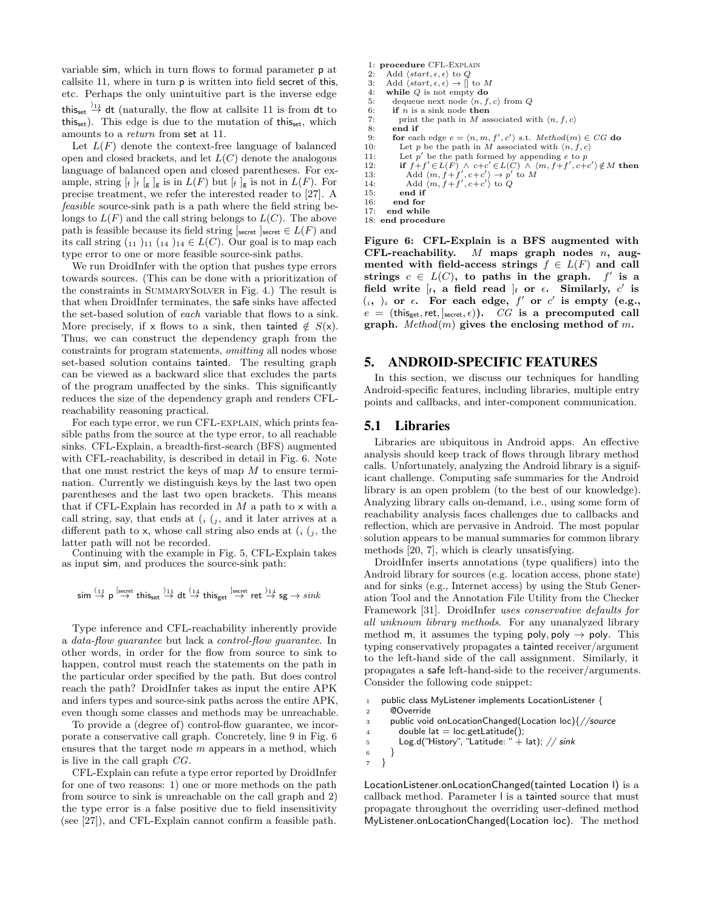variable sim, which in turn flows to formal parameter p at callsite 11, where in turn p is written into field secret of this, etc. Perhaps the only unintuitive part is the inverse edge $\mathsf{this}_{\mathsf{set}} \overset{)_{11}}{\to} \mathsf{dt}$ (naturally, the flow at callsite 11 is from dt to $\mathsf{this}_{\mathsf{set}}$). This edge is due to the mutation of $\mathsf{this}_{\mathsf{set}}$, which amounts to a *return* from set at 11.

Let $L(F)$ denote the context-free language of balanced open and closed brackets, and let $L(C)$ denote the analogous language of balanced open and closed parentheses. For example, string $[_{\mathsf{f}}\ ]_{\mathsf{f}}\ [_{\mathsf{g}}\ ]_{\mathsf{g}}$ is in $L(F)$ but $[_{\mathsf{f}}\ ]_{\mathsf{g}}$ is not in $L(F)$. For precise treatment, we refer the interested reader to [27]. A *feasible* source-sink path is a path where the field string belongs to $L(F)$ and the call string belongs to $L(C)$. The above path is feasible because its field string $[_{\mathsf{secret}}\ ]_{\mathsf{secret}} \in L(F)$ and its call string $(_{11}\ )_{11}\ (_{14}\ )_{14} \in L(C)$. Our goal is to map each type error to one or more feasible source-sink paths.

We run DroidInfer with the option that pushes type errors towards sources. (This can be done with a prioritization of the constraints in SummarySolver in Fig. 4.) The result is that when DroidInfer terminates, the safe sinks have affected the set-based solution of *each* variable that flows to a sink. More precisely, if x flows to a sink, then tainted $\notin S(\mathsf{x})$. Thus, we can construct the dependency graph from the constraints for program statements, *omitting* all nodes whose set-based solution contains tainted. The resulting graph can be viewed as a backward slice that excludes the parts of the program unaffected by the sinks. This significantly reduces the size of the dependency graph and renders CFL-reachability reasoning practical.

For each type error, we run CFL-explain, which prints feasible paths from the source at the type error, to all reachable sinks. CFL-Explain, a breadth-first-search (BFS) augmented with CFL-reachability, is described in detail in Fig. 6. Note that one must restrict the keys of map $M$ to ensure termination. Currently we distinguish keys by the last two open parentheses and the last two open brackets. This means that if CFL-Explain has recorded in $M$ a path to x with a call string, say, that ends at $(_i\ (_j$, and it later arrives at a different path to x, whose call string also ends at $(_i\ (_j$, the latter path will not be recorded.

Continuing with the example in Fig. 5, CFL-Explain takes as input sim, and produces the source-sink path:

$$\mathsf{sim} \overset{(_{11}}{\to} \mathsf{p} \overset{[_{\mathsf{secret}}}{\to} \mathsf{this}_{\mathsf{set}} \overset{)_{11}}{\to} \mathsf{dt} \overset{(_{14}}{\to} \mathsf{this}_{\mathsf{get}} \overset{]_{\mathsf{secret}}}{\to} \mathsf{ret} \overset{)_{14}}{\to} \mathsf{sg} \to \mathit{sink}$$

Type inference and CFL-reachability inherently provide a *data-flow guarantee* but lack a *control-flow guarantee*. In other words, in order for the flow from source to sink to happen, control must reach the statements on the path in the particular order specified by the path. But does control reach the path? DroidInfer takes as input the entire APK and infers types and source-sink paths across the entire APK, even though some classes and methods may be unreachable.

To provide a (degree of) control-flow guarantee, we incorporate a conservative call graph. Concretely, line 9 in Fig. 6 ensures that the target node $m$ appears in a method, which is live in the call graph $CG$.

CFL-Explain can refute a type error reported by DroidInfer for one of two reasons: 1) one or more methods on the path from source to sink is unreachable on the call graph and 2) the type error is a false positive due to field insensitivity (see [27]), and CFL-Explain cannot confirm a feasible path.

```
1: procedure CFL-Explain
2:   Add ⟨start, ε, ε⟩ to Q
3:   Add ⟨start, ε, ε⟩ → [] to M
4:   while Q is not empty do
5:     dequeue next node ⟨n, f, c⟩ from Q
6:     if n is a sink node then
7:       print the path in M associated with ⟨n, f, c⟩
8:     end if
9:     for each edge e = ⟨n, m, f′, c′⟩ s.t. Method(m) ∈ CG do
10:      Let p be the path in M associated with ⟨n, f, c⟩
11:      Let p′ be the path formed by appending e to p
12:      if f+f′ ∈ L(F) ∧ c+c′ ∈ L(C) ∧ ⟨m, f+f′, c+c′⟩ ∉ M then
13:        Add ⟨m, f+f′, c+c′⟩ → p′ to M
14:        Add ⟨m, f+f′, c+c′⟩ to Q
15:      end if
16:    end for
17:  end while
18: end procedure
```

**Figure 6: CFL-Explain is a BFS augmented with CFL-reachability. $M$ maps graph nodes $n$, augmented with field-access strings $f \in L(F)$ and call strings $c \in L(C)$, to paths in the graph. $f'$ is a field write $[_{\mathsf{f}}$, a field read $]_{\mathsf{f}}$ or $\epsilon$. Similarly, $c'$ is $(_i$, $)_i$ or $\epsilon$. For each edge, $f'$ or $c'$ is empty (e.g., $e = (\mathsf{this}_{\mathsf{get}}, \mathsf{ret}, ]_{\mathsf{secret}}, \epsilon)$). $CG$ is a precomputed call graph. $Method(m)$ gives the enclosing method of $m$.**

## 5. ANDROID-SPECIFIC FEATURES

In this section, we discuss our techniques for handling Android-specific features, including libraries, multiple entry points and callbacks, and inter-component communication.

### 5.1 Libraries

Libraries are ubiquitous in Android apps. An effective analysis should keep track of flows through library method calls. Unfortunately, analyzing the Android library is a significant challenge. Computing safe summaries for the Android library is an open problem (to the best of our knowledge). Analyzing library calls on-demand, i.e., using some form of reachability analysis faces challenges due to callbacks and reflection, which are pervasive in Android. The most popular solution appears to be manual summaries for common library methods [20, 7], which is clearly unsatisfying.

DroidInfer inserts annotations (type qualifiers) into the Android library for sources (e.g. location access, phone state) and for sinks (e.g., Internet access) by using the Stub Generation Tool and the Annotation File Utility from the Checker Framework [31]. DroidInfer *uses conservative defaults for all unknown library methods*. For any unanalyzed library method m, it assumes the typing poly, poly → poly. This typing conservatively propagates a tainted receiver/argument to the left-hand side of the call assignment. Similarly, it propagates a safe left-hand-side to the receiver/arguments. Consider the following code snippet:

```
1 public class MyListener implements LocationListener {
2   @Override
3   public void onLocationChanged(Location loc){//source
4     double lat = loc.getLatitude();
5     Log.d("History", "Latitude: " + lat); // sink
6   }
7 }
```

LocationListener.onLocationChanged(tainted Location l) is a callback method. Parameter l is a tainted source that must propagate throughout the overriding user-defined method MyListener.onLocationChanged(Location loc). The method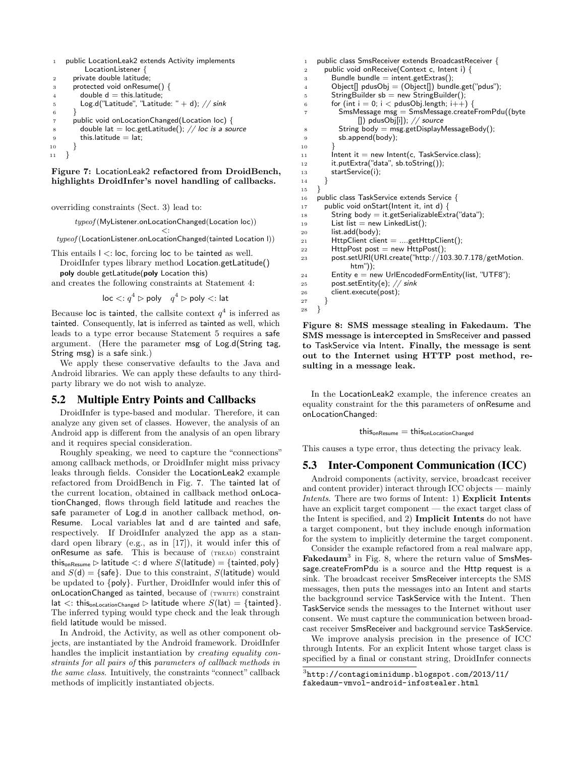```
1  public LocationLeak2 extends Activity implements
       LocationListener {
2    private double latitude;
3    protected void onResume() {
4      double d = this.latitude;
5      Log.d("Latitude", "Latitude: " + d); // sink
6    }
7    public void onLocationChanged(Location loc) {
8      double lat = loc.getLatitude(); // loc is a source
9      this.latitude = lat;
10   }
11 }
```

**Figure 7: LocationLeak2 refactored from DroidBench, highlights DroidInfer's novel handling of callbacks.**

overriding constraints (Sect. 3) lead to:

$$\textit{typeof}(\mathsf{MyListener.onLocationChanged(Location\ loc)}) <: \textit{typeof}(\mathsf{LocationListener.onLocationChanged(tainted\ Location\ l)})$$

This entails $\mathsf{l} <: \mathsf{loc}$, forcing loc to be tainted as well.

DroidInfer types library method Location.getLatitude()

**poly** double getLatitude(**poly** Location this)

and creates the following constraints at Statement 4:

$$\mathsf{loc} <: q^4 \rhd \mathsf{poly} \quad q^4 \rhd \mathsf{poly} <: \mathsf{lat}$$

Because loc is tainted, the callsite context $q^4$ is inferred as tainted. Consequently, lat is inferred as tainted as well, which leads to a type error because Statement 5 requires a safe argument. (Here the parameter msg of Log.d(String tag, String msg) is a safe sink.)

We apply these conservative defaults to the Java and Android libraries. We can apply these defaults to any third-party library we do not wish to analyze.

## 5.2 Multiple Entry Points and Callbacks

DroidInfer is type-based and modular. Therefore, it can analyze any given set of classes. However, the analysis of an Android app is different from the analysis of an open library and it requires special consideration.

Roughly speaking, we need to capture the "connections" among callback methods, or DroidInfer might miss privacy leaks through fields. Consider the LocationLeak2 example refactored from DroidBench in Fig. 7. The tainted lat of the current location, obtained in callback method onLocationChanged, flows through field latitude and reaches the safe parameter of Log.d in another callback method, onResume. Local variables lat and d are tainted and safe, respectively. If DroidInfer analyzed the app as a standard open library (e.g., as in [17]), it would infer this of onResume as safe. This is because of (TREAD) constraint $\mathsf{this}_{\mathsf{onResume}} \rhd \mathsf{latitude} <: \mathsf{d}$ where $S(\mathsf{latitude}) = \{\mathsf{tainted}, \mathsf{poly}\}$ and $S(\mathsf{d}) = \{\mathsf{safe}\}$. Due to this constraint, $S(\mathsf{latitude})$ would be updated to $\{\mathsf{poly}\}$. Further, DroidInfer would infer this of onLocationChanged as tainted, because of (TWRITE) constraint $\mathsf{lat} <: \mathsf{this}_{\mathsf{onLocationChanged}} \rhd \mathsf{latitude}$ where $S(\mathsf{lat}) = \{\mathsf{tainted}\}$. The inferred typing would type check and the leak through field latitude would be missed.

In Android, the Activity, as well as other component objects, are instantiated by the Android framework. DroidInfer handles the implicit instantiation by *creating equality constraints for all pairs of* this *parameters of callback methods in the same class*. Intuitively, the constraints "connect" callback methods of implicitly instantiated objects.

```
1  public class SmsReceiver extends BroadcastReceiver {
2    public void onReceive(Context c, Intent i) {
3      Bundle bundle = intent.getExtras();
4      Object[] pdusObj = (Object[]) bundle.get("pdus");
5      StringBuilder sb = new StringBuilder();
6      for (int i = 0; i < pdusObj.length; i++) {
7        SmsMessage msg = SmsMessage.createFromPdu((byte
             []) pdusObj[i]); // source
8        String body = msg.getDisplayMessageBody();
9        sb.append(body);
10     }
11     Intent it = new Intent(c, TaskService.class);
12     it.putExtra("data", sb.toString());
13     startService(i);
14   }
15 }
16 public class TaskService extends Service {
17   public void onStart(Intent it, int d) {
18     String body = it.getSerializableExtra("data");
19     List list = new LinkedList();
20     list.add(body);
21     HttpClient client = ....getHttpClient();
22     HttpPost post = new HttpPost();
23     post.setURI(URI.create("http://103.30.7.178/getMotion.
           htm"));
24     Entity e = new UrlEncodedFormEntity(list, "UTF8");
25     post.setEntity(e); // sink
26     client.execute(post);
27   }
28 }
```

**Figure 8: SMS message stealing in Fakedaum. The SMS message is intercepted in SmsReceiver and passed to TaskService via Intent. Finally, the message is sent out to the Internet using HTTP post method, resulting in a message leak.**

In the LocationLeak2 example, the inference creates an equality constraint for the this parameters of onResume and onLocationChanged:

$$\mathsf{this}_{\mathsf{onResume}} = \mathsf{this}_{\mathsf{onLocationChanged}}$$

This causes a type error, thus detecting the privacy leak.

## 5.3 Inter-Component Communication (ICC)

Android components (activity, service, broadcast receiver and content provider) interact through ICC objects — mainly *Intents*. There are two forms of Intent: 1) **Explicit Intents** have an explicit target component — the exact target class of the Intent is specified, and 2) **Implicit Intents** do not have a target component, but they include enough information for the system to implicitly determine the target component.

Consider the example refactored from a real malware app, **Fakedaum**[3] in Fig. 8, where the return value of SmsMessage.createFromPdu is a source and the Http request is a sink. The broadcast receiver SmsReceiver intercepts the SMS messages, then puts the messages into an Intent and starts the background service TaskService with the Intent. Then TaskService sends the messages to the Internet without user consent. We must capture the communication between broadcast receiver SmsReceiver and background service TaskService.

We improve analysis precision in the presence of ICC through Intents. For an explicit Intent whose target class is specified by a final or constant string, DroidInfer connects

[3] http://contagiominidump.blogspot.com/2013/11/fakedaum-vmvol-android-infostealer.html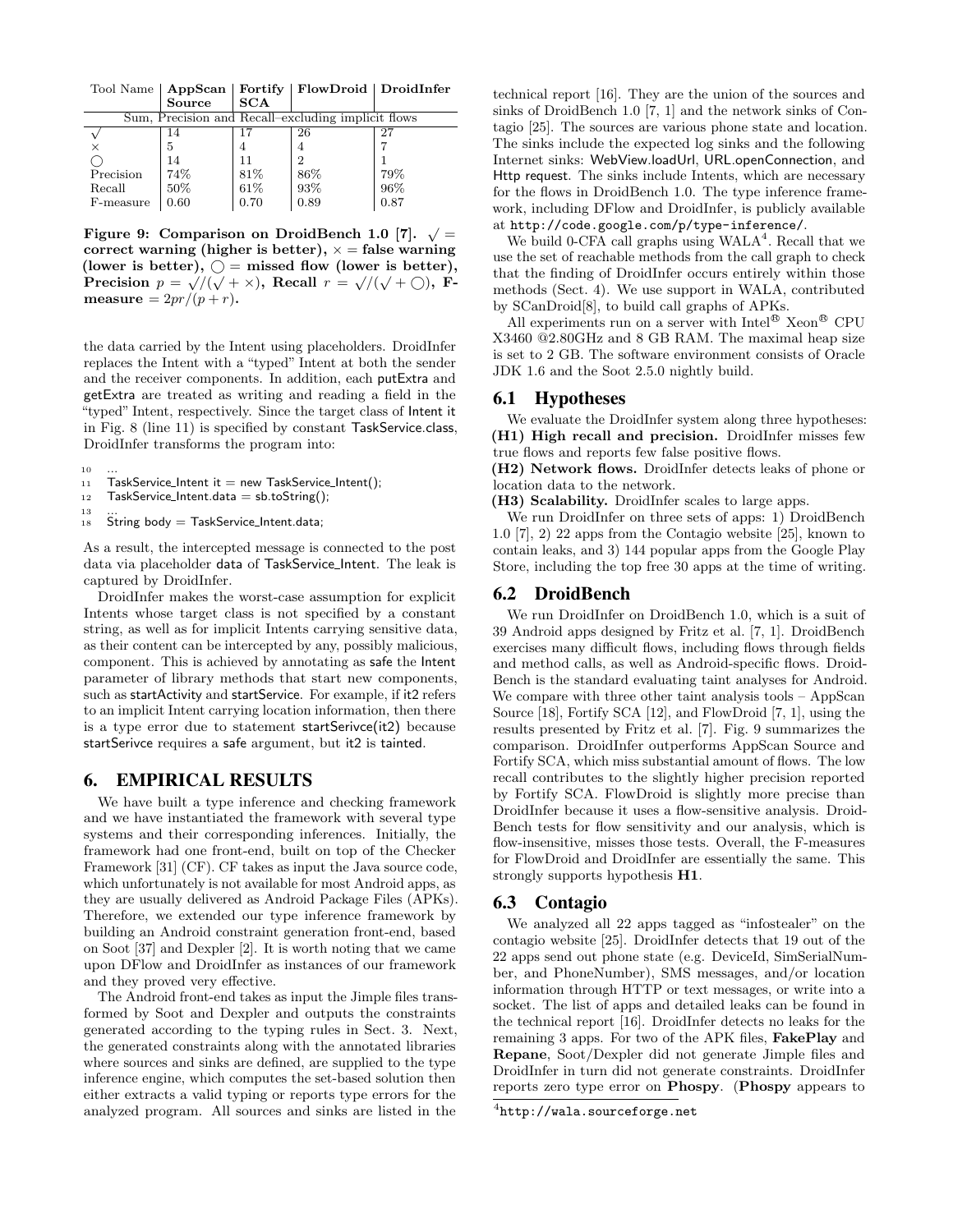| Tool Name | AppScan Source | Fortify SCA | FlowDroid | DroidInfer |
|---|---|---|---|---|
| Sum, Precision and Recall–excluding implicit flows | | | | |
| $\surd$ | 14 | 17 | 26 | 27 |
| $\times$ | 5 | 4 | 4 | 7 |
| $\bigcirc$ | 14 | 11 | 2 | 1 |
| Precision | 74% | 81% | 86% | 79% |
| Recall | 50% | 61% | 93% | 96% |
| F-measure | 0.60 | 0.70 | 0.89 | 0.87 |

**Figure 9: Comparison on DroidBench 1.0 [7]. $\surd$ = correct warning (higher is better), $\times$ = false warning (lower is better), $\bigcirc$ = missed flow (lower is better), Precision $p = \surd/(\surd + \times)$, Recall $r = \surd/(\surd + \bigcirc)$, F-measure $= 2pr/(p + r)$.**

the data carried by the Intent using placeholders. DroidInfer replaces the Intent with a "typed" Intent at both the sender and the receiver components. In addition, each putExtra and getExtra are treated as writing and reading a field in the "typed" Intent, respectively. Since the target class of Intent it in Fig. 8 (line 11) is specified by constant TaskService.class, DroidInfer transforms the program into:

```
10   ...
11   TaskService_Intent it = new TaskService_Intent();
12   TaskService_Intent.data = sb.toString();
13   ...
18   String body = TaskService_Intent.data;
```

As a result, the intercepted message is connected to the post data via placeholder data of TaskService_Intent. The leak is captured by DroidInfer.

DroidInfer makes the worst-case assumption for explicit Intents whose target class is not specified by a constant string, as well as for implicit Intents carrying sensitive data, as their content can be intercepted by any, possibly malicious, component. This is achieved by annotating as safe the Intent parameter of library methods that start new components, such as startActivity and startService. For example, if it2 refers to an implicit Intent carrying location information, then there is a type error due to statement startSerivce(it2) because startSerivce requires a safe argument, but it2 is tainted.

# 6. EMPIRICAL RESULTS

We have built a type inference and checking framework and we have instantiated the framework with several type systems and their corresponding inferences. Initially, the framework had one front-end, built on top of the Checker Framework [31] (CF). CF takes as input the Java source code, which unfortunately is not available for most Android apps, as they are usually delivered as Android Package Files (APKs). Therefore, we extended our type inference framework by building an Android constraint generation front-end, based on Soot [37] and Dexpler [2]. It is worth noting that we came upon DFlow and DroidInfer as instances of our framework and they proved very effective.

The Android front-end takes as input the Jimple files transformed by Soot and Dexpler and outputs the constraints generated according to the typing rules in Sect. 3. Next, the generated constraints along with the annotated libraries where sources and sinks are defined, are supplied to the type inference engine, which computes the set-based solution then either extracts a valid typing or reports type errors for the analyzed program. All sources and sinks are listed in the technical report [16]. They are the union of the sources and sinks of DroidBench 1.0 [7, 1] and the network sinks of Contagio [25]. The sources are various phone state and location. The sinks include the expected log sinks and the following Internet sinks: WebView.loadUrl, URL.openConnection, and Http request. The sinks include Intents, which are necessary for the flows in DroidBench 1.0. The type inference framework, including DFlow and DroidInfer, is publicly available at `http://code.google.com/p/type-inference/`.

We build 0-CFA call graphs using WALA[4]. Recall that we use the set of reachable methods from the call graph to check that the finding of DroidInfer occurs entirely within those methods (Sect. 4). We use support in WALA, contributed by SCanDroid[8], to build call graphs of APKs.

All experiments run on a server with Intel® Xeon® CPU X3460 @2.80GHz and 8 GB RAM. The maximal heap size is set to 2 GB. The software environment consists of Oracle JDK 1.6 and the Soot 2.5.0 nightly build.

## 6.1 Hypotheses

We evaluate the DroidInfer system along three hypotheses:

**(H1) High recall and precision.** DroidInfer misses few true flows and reports few false positive flows.

**(H2) Network flows.** DroidInfer detects leaks of phone or location data to the network.

**(H3) Scalability.** DroidInfer scales to large apps.

We run DroidInfer on three sets of apps: 1) DroidBench 1.0 [7], 2) 22 apps from the Contagio website [25], known to contain leaks, and 3) 144 popular apps from the Google Play Store, including the top free 30 apps at the time of writing.

## 6.2 DroidBench

We run DroidInfer on DroidBench 1.0, which is a suit of 39 Android apps designed by Fritz et al. [7, 1]. DroidBench exercises many difficult flows, including flows through fields and method calls, as well as Android-specific flows. DroidBench is the standard evaluating taint analyses for Android. We compare with three other taint analysis tools – AppScan Source [18], Fortify SCA [12], and FlowDroid [7, 1], using the results presented by Fritz et al. [7]. Fig. 9 summarizes the comparison. DroidInfer outperforms AppScan Source and Fortify SCA, which miss substantial amount of flows. The low recall contributes to the slightly higher precision reported by Fortify SCA. FlowDroid is slightly more precise than DroidInfer because it uses a flow-sensitive analysis. DroidBench tests for flow sensitivity and our analysis, which is flow-insensitive, misses those tests. Overall, the F-measures for FlowDroid and DroidInfer are essentially the same. This strongly supports hypothesis **H1**.

## 6.3 Contagio

We analyzed all 22 apps tagged as "infostealer" on the contagio website [25]. DroidInfer detects that 19 out of the 22 apps send out phone state (e.g. DeviceId, SimSerialNumber, and PhoneNumber), SMS messages, and/or location information through HTTP or text messages, or write into a socket. The list of apps and detailed leaks can be found in the technical report [16]. DroidInfer detects no leaks for the remaining 3 apps. For two of the APK files, **FakePlay** and **Repane**, Soot/Dexpler did not generate Jimple files and DroidInfer in turn did not generate constraints. DroidInfer reports zero type error on **Phospy**. (**Phospy** appears to

[4] `http://wala.sourceforge.net`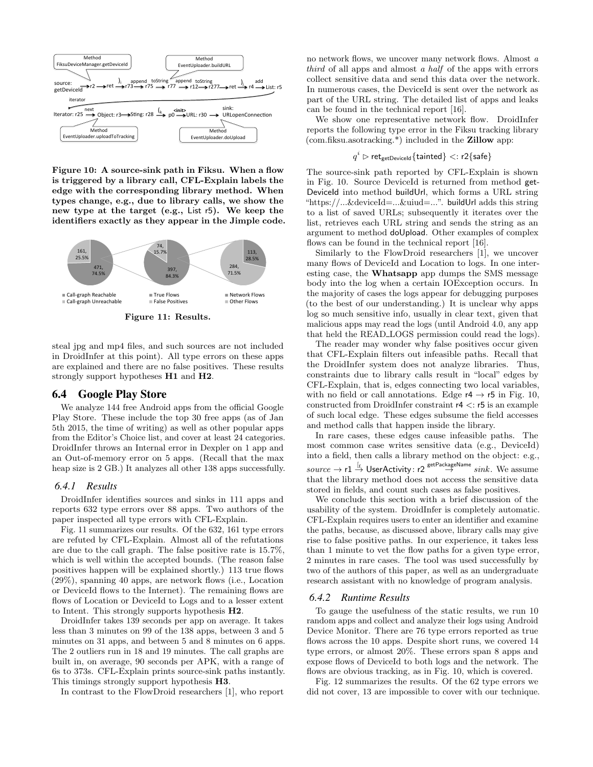Figure 10: A source-sink path in Fiksu. When a flow is triggered by a library call, CFL-Explain labels the edge with the corresponding library method. When types change, e.g., due to library calls, we show the new type at the target (e.g., List r5). We keep the identifiers exactly as they appear in the Jimple code.

Figure 11: Results.

steal jpg and mp4 files, and such sources are not included in DroidInfer at this point). All type errors on these apps are explained and there are no false positives. These results strongly support hypotheses **H1** and **H2**.

## 6.4 Google Play Store

We analyze 144 free Android apps from the official Google Play Store. These include the top 30 free apps (as of Jan 5th 2015, the time of writing) as well as other popular apps from the Editor's Choice list, and cover at least 24 categories. DroidInfer throws an Internal error in Dexpler on 1 app and an Out-of-memory error on 5 apps. (Recall that the max heap size is 2 GB.) It analyzes all other 138 apps successfully.

### 6.4.1 Results

DroidInfer identifies sources and sinks in 111 apps and reports 632 type errors over 88 apps. Two authors of the paper inspected all type errors with CFL-Explain.

Fig. 11 summarizes our results. Of the 632, 161 type errors are refuted by CFL-Explain. Almost all of the refutations are due to the call graph. The false positive rate is 15.7%, which is well within the accepted bounds. (The reason false positives happen will be explained shortly.) 113 true flows (29%), spanning 40 apps, are network flows (i.e., Location or DeviceId flows to the Internet). The remaining flows are flows of Location or DeviceId to Logs and to a lesser extent to Intent. This strongly supports hypothesis **H2**.

DroidInfer takes 139 seconds per app on average. It takes less than 3 minutes on 99 of the 138 apps, between 3 and 5 minutes on 31 apps, and between 5 and 8 minutes on 6 apps. The 2 outliers run in 18 and 19 minutes. The call graphs are built in, on average, 90 seconds per APK, with a range of 6s to 373s. CFL-Explain prints source-sink paths instantly. This timings strongly support hypothesis **H3**.

In contrast to the FlowDroid researchers [1], who report no network flows, we uncover many network flows. Almost *a third* of all apps and almost *a half* of the apps with errors collect sensitive data and send this data over the network. In numerous cases, the DeviceId is sent over the network as part of the URL string. The detailed list of apps and leaks can be found in the technical report [16].

We show one representative network flow. DroidInfer reports the following type error in the Fiksu tracking library (com.fiksu.asotracking.*) included in the **Zillow** app:

$$q^i \rhd \mathsf{ret}_{\mathsf{getDeviceId}}\{\mathsf{tainted}\} <: \mathsf{r2}\{\mathsf{safe}\}$$

The source-sink path reported by CFL-Explain is shown in Fig. 10. Source DeviceId is returned from method getDeviceId into method buildUrl, which forms a URL string "https://...&deviceId=...&uiud=...". buildUrl adds this string to a list of saved URLs; subsequently it iterates over the list, retrieves each URL string and sends the string as an argument to method doUpload. Other examples of complex flows can be found in the technical report [16].

Similarly to the FlowDroid researchers [1], we uncover many flows of DeviceId and Location to logs. In one interesting case, the **Whatsapp** app dumps the SMS message body into the log when a certain IOException occurs. In the majority of cases the logs appear for debugging purposes (to the best of our understanding.) It is unclear why apps log so much sensitive info, usually in clear text, given that malicious apps may read the logs (until Android 4.0, any app that held the READ_LOGS permission could read the logs).

The reader may wonder why false positives occur given that CFL-Explain filters out infeasible paths. Recall that the DroidInfer system does not analyze libraries. Thus, constraints due to library calls result in "local" edges by CFL-Explain, that is, edges connecting two local variables, with no field or call annotations. Edge r4 → r5 in Fig. 10, constructed from DroidInfer constraint r4 <: r5 is an example of such local edge. These edges subsume the field accesses and method calls that happen inside the library.

In rare cases, these edges cause infeasible paths. The most common case writes sensitive data (e.g., DeviceId) into a field, then calls a library method on the object: e.g., $source \rightarrow \mathsf{r1} \stackrel{[_f}{\rightarrow} \mathsf{UserActivity: r2} \stackrel{\mathsf{getPackageName}}{\rightarrow} sink$. We assume that the library method does not access the sensitive data stored in fields, and count such cases as false positives.

We conclude this section with a brief discussion of the usability of the system. DroidInfer is completely automatic. CFL-Explain requires users to enter an identifier and examine the paths, because, as discussed above, library calls may give rise to false positive paths. In our experience, it takes less than 1 minute to vet the flow paths for a given type error, 2 minutes in rare cases. The tool was used successfully by two of the authors of this paper, as well as an undergraduate research assistant with no knowledge of program analysis.

### 6.4.2 Runtime Results

To gauge the usefulness of the static results, we run 10 random apps and collect and analyze their logs using Android Device Monitor. There are 76 type errors reported as true flows across the 10 apps. Despite short runs, we covered 14 type errors, or almost 20%. These errors span 8 apps and expose flows of DeviceId to both logs and the network. The flows are obvious tracking, as in Fig. 10, which is covered.

Fig. 12 summarizes the results. Of the 62 type errors we did not cover, 13 are impossible to cover with our technique.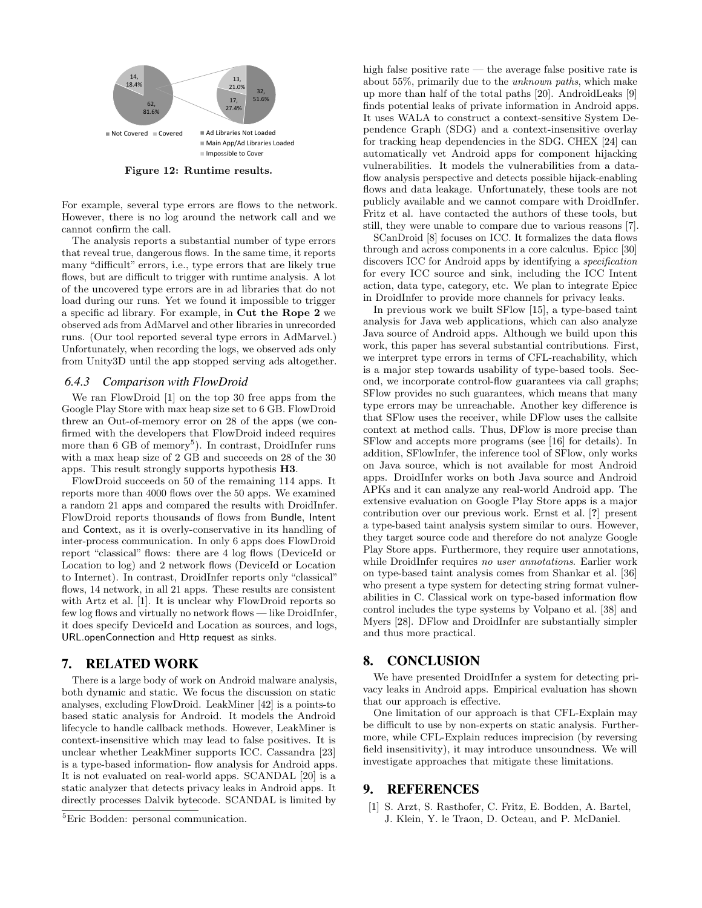Figure 12: Runtime results.

For example, several type errors are flows to the network. However, there is no log around the network call and we cannot confirm the call.

The analysis reports a substantial number of type errors that reveal true, dangerous flows. In the same time, it reports many "difficult" errors, i.e., type errors that are likely true flows, but are difficult to trigger with runtime analysis. A lot of the uncovered type errors are in ad libraries that do not load during our runs. Yet we found it impossible to trigger a specific ad library. For example, in **Cut the Rope 2** we observed ads from AdMarvel and other libraries in unrecorded runs. (Our tool reported several type errors in AdMarvel.) Unfortunately, when recording the logs, we observed ads only from Unity3D until the app stopped serving ads altogether.

### 6.4.3 Comparison with FlowDroid

We ran FlowDroid [1] on the top 30 free apps from the Google Play Store with max heap size set to 6 GB. FlowDroid threw an Out-of-memory error on 28 of the apps (we confirmed with the developers that FlowDroid indeed requires more than 6 GB of memory[5]). In contrast, DroidInfer runs with a max heap size of 2 GB and succeeds on 28 of the 30 apps. This result strongly supports hypothesis **H3**.

FlowDroid succeeds on 50 of the remaining 114 apps. It reports more than 4000 flows over the 50 apps. We examined a random 21 apps and compared the results with DroidInfer. FlowDroid reports thousands of flows from Bundle, Intent and Context, as it is overly-conservative in its handling of inter-process communication. In only 6 apps does FlowDroid report "classical" flows: there are 4 log flows (DeviceId or Location to log) and 2 network flows (DeviceId or Location to Internet). In contrast, DroidInfer reports only "classical" flows, 14 network, in all 21 apps. These results are consistent with Artz et al. [1]. It is unclear why FlowDroid reports so few log flows and virtually no network flows — like DroidInfer, it does specify DeviceId and Location as sources, and logs, URL.openConnection and Http request as sinks.

## 7. RELATED WORK

There is a large body of work on Android malware analysis, both dynamic and static. We focus the discussion on static analyses, excluding FlowDroid. LeakMiner [42] is a points-to based static analysis for Android. It models the Android lifecycle to handle callback methods. However, LeakMiner is context-insensitive which may lead to false positives. It is unclear whether LeakMiner supports ICC. Cassandra [23] is a type-based information- flow analysis for Android apps. It is not evaluated on real-world apps. SCANDAL [20] is a static analyzer that detects privacy leaks in Android apps. It directly processes Dalvik bytecode. SCANDAL is limited by high false positive rate — the average false positive rate is about 55%, primarily due to the *unknown paths*, which make up more than half of the total paths [20]. AndroidLeaks [9] finds potential leaks of private information in Android apps. It uses WALA to construct a context-sensitive System Dependence Graph (SDG) and a context-insensitive overlay for tracking heap dependencies in the SDG. CHEX [24] can automatically vet Android apps for component hijacking vulnerabilities. It models the vulnerabilities from a data-flow analysis perspective and detects possible hijack-enabling flows and data leakage. Unfortunately, these tools are not publicly available and we cannot compare with DroidInfer. Fritz et al. have contacted the authors of these tools, but still, they were unable to compare due to various reasons [7].

SCanDroid [8] focuses on ICC. It formalizes the data flows through and across components in a core calculus. Epicc [30] discovers ICC for Android apps by identifying a *specification* for every ICC source and sink, including the ICC Intent action, data type, category, etc. We plan to integrate Epicc in DroidInfer to provide more channels for privacy leaks.

In previous work we built SFlow [15], a type-based taint analysis for Java web applications, which can also analyze Java source of Android apps. Although we build upon this work, this paper has several substantial contributions. First, we interpret type errors in terms of CFL-reachability, which is a major step towards usability of type-based tools. Second, we incorporate control-flow guarantees via call graphs; SFlow provides no such guarantees, which means that many type errors may be unreachable. Another key difference is that SFlow uses the receiver, while DFlow uses the callsite context at method calls. Thus, DFlow is more precise than SFlow and accepts more programs (see [16] for details). In addition, SFlowInfer, the inference tool of SFlow, only works on Java source, which is not available for most Android apps. DroidInfer works on both Java source and Android APKs and it can analyze any real-world Android app. The extensive evaluation on Google Play Store apps is a major contribution over our previous work. Ernst et al. [?] present a type-based taint analysis system similar to ours. However, they target source code and therefore do not analyze Google Play Store apps. Furthermore, they require user annotations, while DroidInfer requires *no user annotations*. Earlier work on type-based taint analysis comes from Shankar et al. [36] who present a type system for detecting string format vulnerabilities in C. Classical work on type-based information flow control includes the type systems by Volpano et al. [38] and Myers [28]. DFlow and DroidInfer are substantially simpler and thus more practical.

## 8. CONCLUSION

We have presented DroidInfer a system for detecting privacy leaks in Android apps. Empirical evaluation has shown that our approach is effective.

One limitation of our approach is that CFL-Explain may be difficult to use by non-experts on static analysis. Furthermore, while CFL-Explain reduces imprecision (by reversing field insensitivity), it may introduce unsoundness. We will investigate approaches that mitigate these limitations.

## 9. REFERENCES

[1] S. Arzt, S. Rasthofer, C. Fritz, E. Bodden, A. Bartel, J. Klein, Y. le Traon, D. Octeau, and P. McDaniel.

[5] Eric Bodden: personal communication.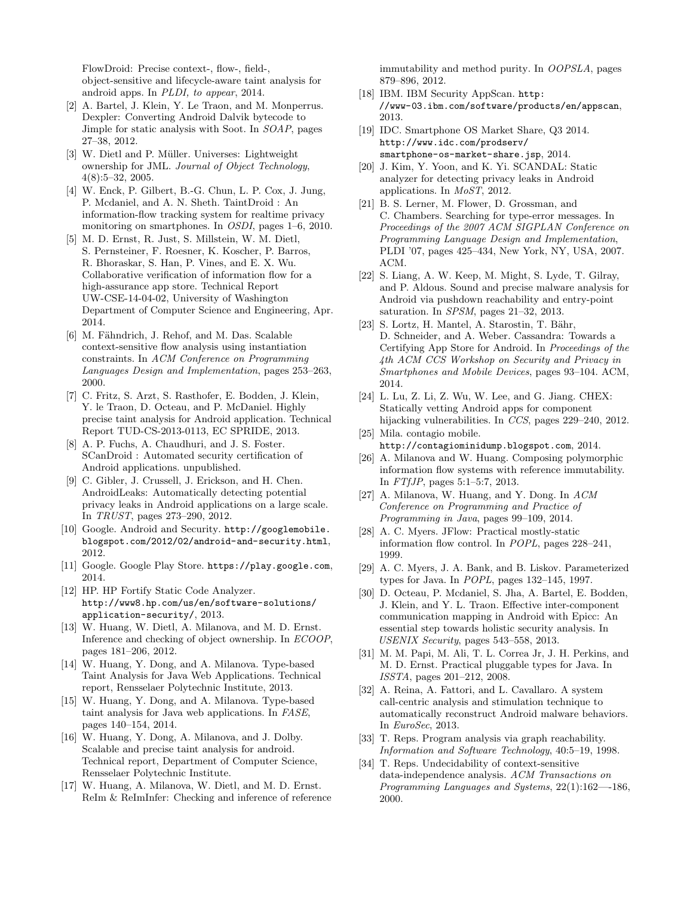FlowDroid: Precise context-, flow-, field-, object-sensitive and lifecycle-aware taint analysis for android apps. In *PLDI, to appear*, 2014.

[2] A. Bartel, J. Klein, Y. Le Traon, and M. Monperrus. Dexpler: Converting Android Dalvik bytecode to Jimple for static analysis with Soot. In *SOAP*, pages 27–38, 2012.

[3] W. Dietl and P. Müller. Universes: Lightweight ownership for JML. *Journal of Object Technology*, 4(8):5–32, 2005.

[4] W. Enck, P. Gilbert, B.-G. Chun, L. P. Cox, J. Jung, P. Mcdaniel, and A. N. Sheth. TaintDroid : An information-flow tracking system for realtime privacy monitoring on smartphones. In *OSDI*, pages 1–6, 2010.

[5] M. D. Ernst, R. Just, S. Millstein, W. M. Dietl, S. Pernsteiner, F. Roesner, K. Koscher, P. Barros, R. Bhoraskar, S. Han, P. Vines, and E. X. Wu. Collaborative verification of information flow for a high-assurance app store. Technical Report UW-CSE-14-04-02, University of Washington Department of Computer Science and Engineering, Apr. 2014.

[6] M. Fähndrich, J. Rehof, and M. Das. Scalable context-sensitive flow analysis using instantiation constraints. In *ACM Conference on Programming Languages Design and Implementation*, pages 253–263, 2000.

[7] C. Fritz, S. Arzt, S. Rasthofer, E. Bodden, J. Klein, Y. le Traon, D. Octeau, and P. McDaniel. Highly precise taint analysis for Android application. Technical Report TUD-CS-2013-0113, EC SPRIDE, 2013.

[8] A. P. Fuchs, A. Chaudhuri, and J. S. Foster. SCanDroid : Automated security certification of Android applications. unpublished.

[9] C. Gibler, J. Crussell, J. Erickson, and H. Chen. AndroidLeaks: Automatically detecting potential privacy leaks in Android applications on a large scale. In *TRUST*, pages 273–290, 2012.

[10] Google. Android and Security. `http://googlemobile.blogspot.com/2012/02/android-and-security.html`, 2012.

[11] Google. Google Play Store. `https://play.google.com`, 2014.

[12] HP. HP Fortify Static Code Analyzer. `http://www8.hp.com/us/en/software-solutions/application-security/`, 2013.

[13] W. Huang, W. Dietl, A. Milanova, and M. D. Ernst. Inference and checking of object ownership. In *ECOOP*, pages 181–206, 2012.

[14] W. Huang, Y. Dong, and A. Milanova. Type-based Taint Analysis for Java Web Applications. Technical report, Rensselaer Polytechnic Institute, 2013.

[15] W. Huang, Y. Dong, and A. Milanova. Type-based taint analysis for Java web applications. In *FASE*, pages 140–154, 2014.

[16] W. Huang, Y. Dong, A. Milanova, and J. Dolby. Scalable and precise taint analysis for android. Technical report, Department of Computer Science, Rensselaer Polytechnic Institute.

[17] W. Huang, A. Milanova, W. Dietl, and M. D. Ernst. ReIm & ReImInfer: Checking and inference of reference immutability and method purity. In *OOPSLA*, pages 879–896, 2012.

[18] IBM. IBM Security AppScan. `http://www-03.ibm.com/software/products/en/appscan`, 2013.

[19] IDC. Smartphone OS Market Share, Q3 2014. `http://www.idc.com/prodserv/smartphone-os-market-share.jsp`, 2014.

[20] J. Kim, Y. Yoon, and K. Yi. SCANDAL: Static analyzer for detecting privacy leaks in Android applications. In *MoST*, 2012.

[21] B. S. Lerner, M. Flower, D. Grossman, and C. Chambers. Searching for type-error messages. In *Proceedings of the 2007 ACM SIGPLAN Conference on Programming Language Design and Implementation*, PLDI '07, pages 425–434, New York, NY, USA, 2007. ACM.

[22] S. Liang, A. W. Keep, M. Might, S. Lyde, T. Gilray, and P. Aldous. Sound and precise malware analysis for Android via pushdown reachability and entry-point saturation. In *SPSM*, pages 21–32, 2013.

[23] S. Lortz, H. Mantel, A. Starostin, T. Bähr, D. Schneider, and A. Weber. Cassandra: Towards a Certifying App Store for Android. In *Proceedings of the 4th ACM CCS Workshop on Security and Privacy in Smartphones and Mobile Devices*, pages 93–104. ACM, 2014.

[24] L. Lu, Z. Li, Z. Wu, W. Lee, and G. Jiang. CHEX: Statically vetting Android apps for component hijacking vulnerabilities. In *CCS*, pages 229–240, 2012.

[25] Mila. contagio mobile. `http://contagiominidump.blogspot.com`, 2014.

[26] A. Milanova and W. Huang. Composing polymorphic information flow systems with reference immutability. In *FTfJP*, pages 5:1–5:7, 2013.

[27] A. Milanova, W. Huang, and Y. Dong. In *ACM Conference on Programming and Practice of Programming in Java*, pages 99–109, 2014.

[28] A. C. Myers. JFlow: Practical mostly-static information flow control. In *POPL*, pages 228–241, 1999.

[29] A. C. Myers, J. A. Bank, and B. Liskov. Parameterized types for Java. In *POPL*, pages 132–145, 1997.

[30] D. Octeau, P. Mcdaniel, S. Jha, A. Bartel, E. Bodden, J. Klein, and Y. L. Traon. Effective inter-component communication mapping in Android with Epicc: An essential step towards holistic security analysis. In *USENIX Security*, pages 543–558, 2013.

[31] M. M. Papi, M. Ali, T. L. Correa Jr, J. H. Perkins, and M. D. Ernst. Practical pluggable types for Java. In *ISSTA*, pages 201–212, 2008.

[32] A. Reina, A. Fattori, and L. Cavallaro. A system call-centric analysis and stimulation technique to automatically reconstruct Android malware behaviors. In *EuroSec*, 2013.

[33] T. Reps. Program analysis via graph reachability. *Information and Software Technology*, 40:5–19, 1998.

[34] T. Reps. Undecidability of context-sensitive data-independence analysis. *ACM Transactions on Programming Languages and Systems*, 22(1):162—-186, 2000.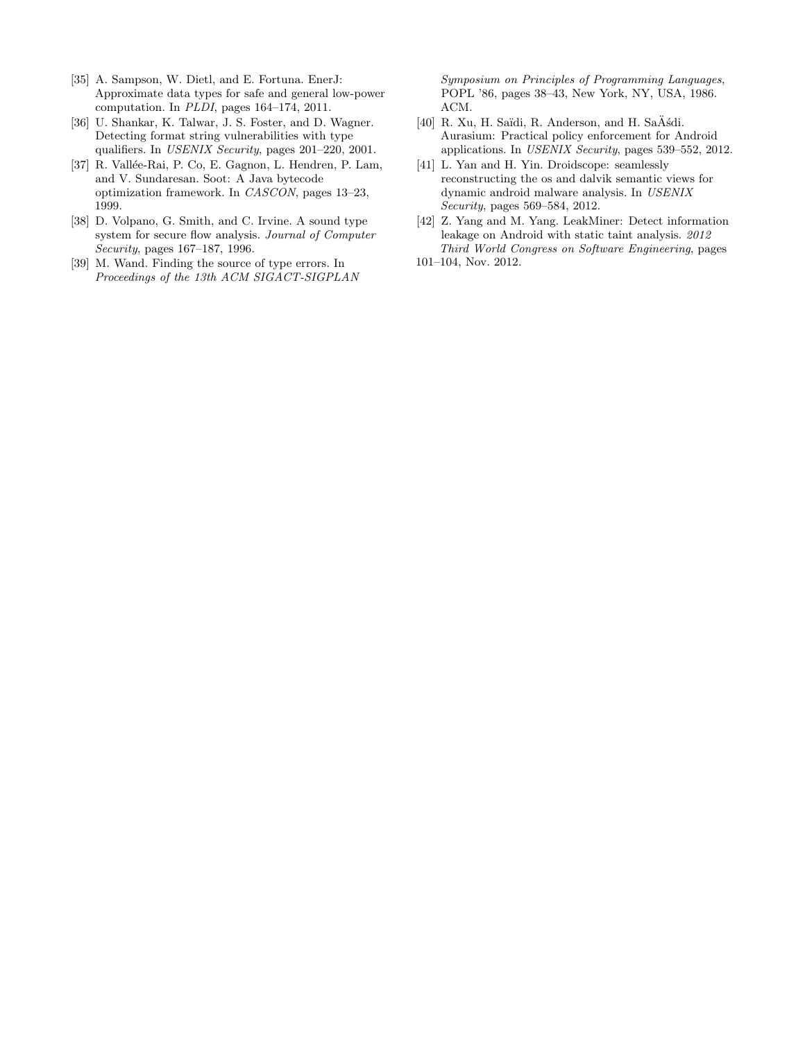[35] A. Sampson, W. Dietl, and E. Fortuna. EnerJ: Approximate data types for safe and general low-power computation. In *PLDI*, pages 164–174, 2011.

[36] U. Shankar, K. Talwar, J. S. Foster, and D. Wagner. Detecting format string vulnerabilities with type qualifiers. In *USENIX Security*, pages 201–220, 2001.

[37] R. Vallée-Rai, P. Co, E. Gagnon, L. Hendren, P. Lam, and V. Sundaresan. Soot: A Java bytecode optimization framework. In *CASCON*, pages 13–23, 1999.

[38] D. Volpano, G. Smith, and C. Irvine. A sound type system for secure flow analysis. *Journal of Computer Security*, pages 167–187, 1996.

[39] M. Wand. Finding the source of type errors. In *Proceedings of the 13th ACM SIGACT-SIGPLAN Symposium on Principles of Programming Languages*, POPL '86, pages 38–43, New York, NY, USA, 1986. ACM.

[40] R. Xu, H. Saïdi, R. Anderson, and H. SaÄśdi. Aurasium: Practical policy enforcement for Android applications. In *USENIX Security*, pages 539–552, 2012.

[41] L. Yan and H. Yin. Droidscope: seamlessly reconstructing the os and dalvik semantic views for dynamic android malware analysis. In *USENIX Security*, pages 569–584, 2012.

[42] Z. Yang and M. Yang. LeakMiner: Detect information leakage on Android with static taint analysis. *2012 Third World Congress on Software Engineering*, pages 101–104, Nov. 2012.